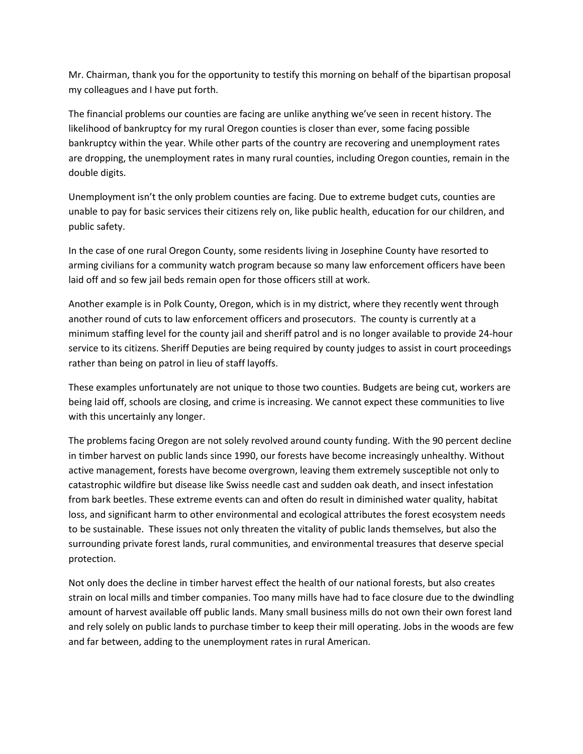Mr. Chairman, thank you for the opportunity to testify this morning on behalf of the bipartisan proposal my colleagues and I have put forth.

The financial problems our counties are facing are unlike anything we've seen in recent history. The likelihood of bankruptcy for my rural Oregon counties is closer than ever, some facing possible bankruptcy within the year. While other parts of the country are recovering and unemployment rates are dropping, the unemployment rates in many rural counties, including Oregon counties, remain in the double digits.

Unemployment isn't the only problem counties are facing. Due to extreme budget cuts, counties are unable to pay for basic services their citizens rely on, like public health, education for our children, and public safety.

In the case of one rural Oregon County, some residents living in Josephine County have resorted to arming civilians for a community watch program because so many law enforcement officers have been laid off and so few jail beds remain open for those officers still at work.

Another example is in Polk County, Oregon, which is in my district, where they recently went through another round of cuts to law enforcement officers and prosecutors. The county is currently at a minimum staffing level for the county jail and sheriff patrol and is no longer available to provide 24-hour service to its citizens. Sheriff Deputies are being required by county judges to assist in court proceedings rather than being on patrol in lieu of staff layoffs.

These examples unfortunately are not unique to those two counties. Budgets are being cut, workers are being laid off, schools are closing, and crime is increasing. We cannot expect these communities to live with this uncertainly any longer.

The problems facing Oregon are not solely revolved around county funding. With the 90 percent decline in timber harvest on public lands since 1990, our forests have become increasingly unhealthy. Without active management, forests have become overgrown, leaving them extremely susceptible not only to catastrophic wildfire but disease like Swiss needle cast and sudden oak death, and insect infestation from bark beetles. These extreme events can and often do result in diminished water quality, habitat loss, and significant harm to other environmental and ecological attributes the forest ecosystem needs to be sustainable. These issues not only threaten the vitality of public lands themselves, but also the surrounding private forest lands, rural communities, and environmental treasures that deserve special protection.

Not only does the decline in timber harvest effect the health of our national forests, but also creates strain on local mills and timber companies. Too many mills have had to face closure due to the dwindling amount of harvest available off public lands. Many small business mills do not own their own forest land and rely solely on public lands to purchase timber to keep their mill operating. Jobs in the woods are few and far between, adding to the unemployment rates in rural American.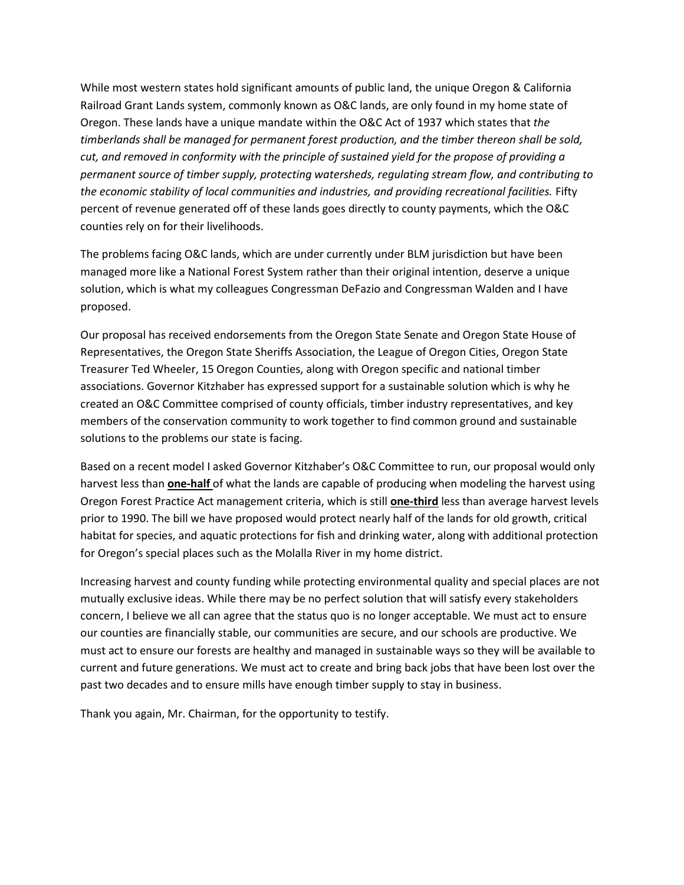While most western states hold significant amounts of public land, the unique Oregon & California Railroad Grant Lands system, commonly known as O&C lands, are only found in my home state of Oregon. These lands have a unique mandate within the O&C Act of 1937 which states that *the timberlands shall be managed for permanent forest production, and the timber thereon shall be sold, cut, and removed in conformity with the principle of sustained yield for the propose of providing a permanent source of timber supply, protecting watersheds, regulating stream flow, and contributing to the economic stability of local communities and industries, and providing recreational facilities.* Fifty percent of revenue generated off of these lands goes directly to county payments, which the O&C counties rely on for their livelihoods.

The problems facing O&C lands, which are under currently under BLM jurisdiction but have been managed more like a National Forest System rather than their original intention, deserve a unique solution, which is what my colleagues Congressman DeFazio and Congressman Walden and I have proposed.

Our proposal has received endorsements from the Oregon State Senate and Oregon State House of Representatives, the Oregon State Sheriffs Association, the League of Oregon Cities, Oregon State Treasurer Ted Wheeler, 15 Oregon Counties, along with Oregon specific and national timber associations. Governor Kitzhaber has expressed support for a sustainable solution which is why he created an O&C Committee comprised of county officials, timber industry representatives, and key members of the conservation community to work together to find common ground and sustainable solutions to the problems our state is facing.

Based on a recent model I asked Governor Kitzhaber's O&C Committee to run, our proposal would only harvest less than **one-half** of what the lands are capable of producing when modeling the harvest using Oregon Forest Practice Act management criteria, which is still **one-third** less than average harvest levels prior to 1990. The bill we have proposed would protect nearly half of the lands for old growth, critical habitat for species, and aquatic protections for fish and drinking water, along with additional protection for Oregon's special places such as the Molalla River in my home district.

Increasing harvest and county funding while protecting environmental quality and special places are not mutually exclusive ideas. While there may be no perfect solution that will satisfy every stakeholders concern, I believe we all can agree that the status quo is no longer acceptable. We must act to ensure our counties are financially stable, our communities are secure, and our schools are productive. We must act to ensure our forests are healthy and managed in sustainable ways so they will be available to current and future generations. We must act to create and bring back jobs that have been lost over the past two decades and to ensure mills have enough timber supply to stay in business.

Thank you again, Mr. Chairman, for the opportunity to testify.